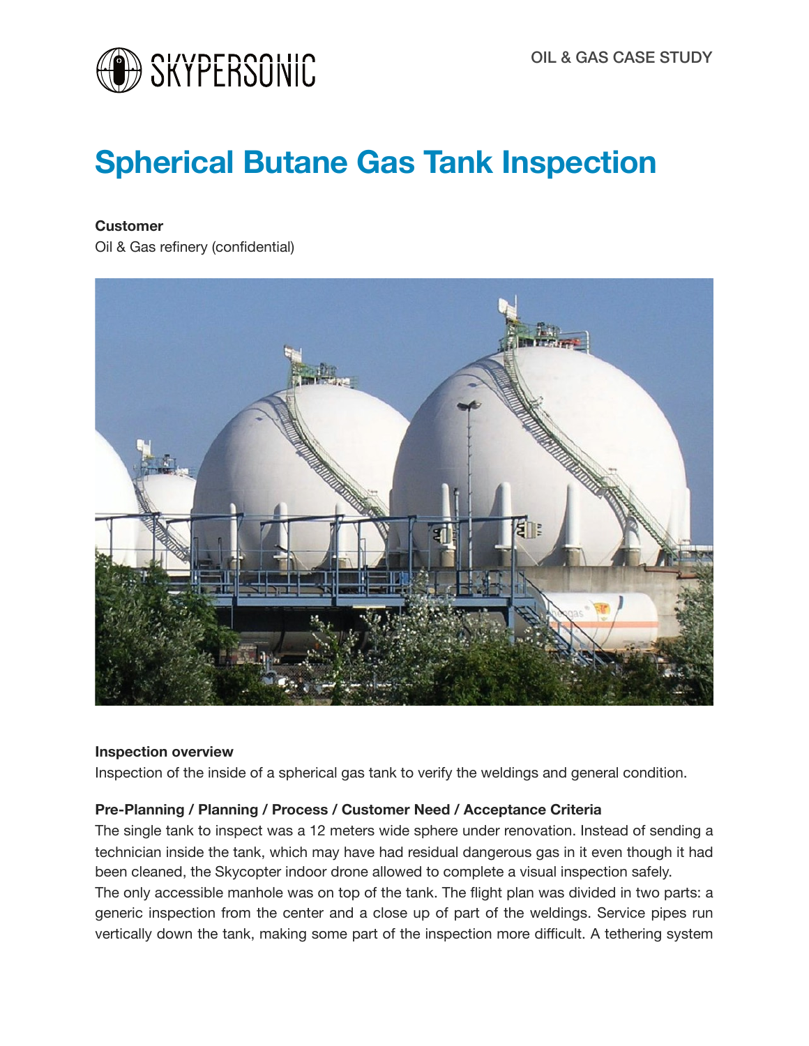SKYPERSONIC

OIL & GAS CASE STUDY

# Spherical Butane Gas Tank Inspection

**Customer**
Oil & Gas refinery (confidential)

**Inspection overview**
Inspection of the inside of a spherical gas tank to verify the weldings and general condition.

**Pre-Planning / Planning / Process / Customer Need / Acceptance Criteria**
The single tank to inspect was a 12 meters wide sphere under renovation. Instead of sending a technician inside the tank, which may have had residual dangerous gas in it even though it had been cleaned, the Skycopter indoor drone allowed to complete a visual inspection safely.
The only accessible manhole was on top of the tank. The flight plan was divided in two parts: a generic inspection from the center and a close up of part of the weldings. Service pipes run vertically down the tank, making some part of the inspection more difficult. A tethering system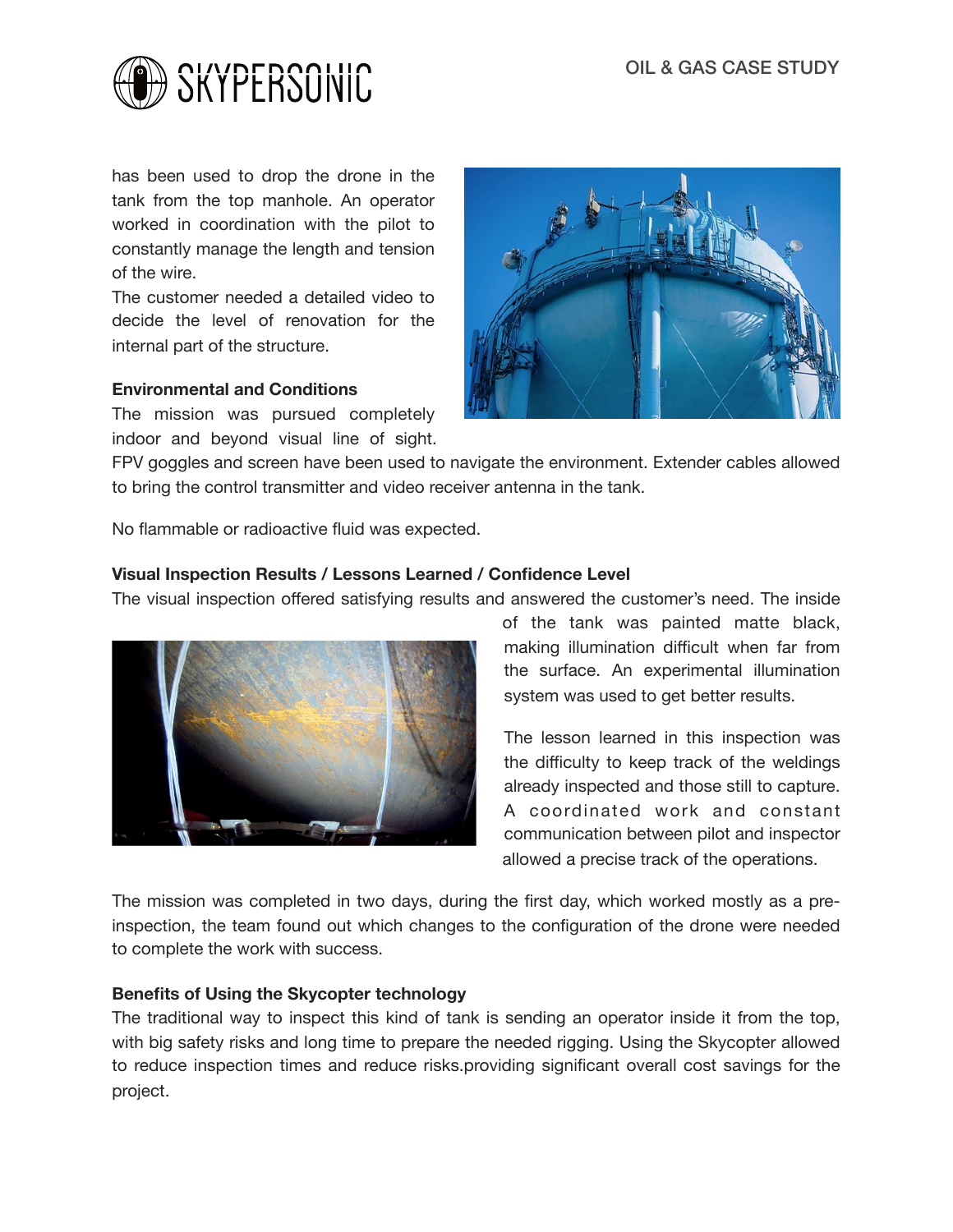has been used to drop the drone in the tank from the top manhole. An operator worked in coordination with the pilot to constantly manage the length and tension of the wire.

The customer needed a detailed video to decide the level of renovation for the internal part of the structure.

**Environmental and Conditions**

The mission was pursued completely indoor and beyond visual line of sight. FPV goggles and screen have been used to navigate the environment. Extender cables allowed to bring the control transmitter and video receiver antenna in the tank.

No flammable or radioactive fluid was expected.

**Visual Inspection Results / Lessons Learned / Confidence Level**

The visual inspection offered satisfying results and answered the customer's need. The inside of the tank was painted matte black, making illumination difficult when far from the surface. An experimental illumination system was used to get better results.

The lesson learned in this inspection was the difficulty to keep track of the weldings already inspected and those still to capture. A coordinated work and constant communication between pilot and inspector allowed a precise track of the operations.

The mission was completed in two days, during the first day, which worked mostly as a pre-inspection, the team found out which changes to the configuration of the drone were needed to complete the work with success.

**Benefits of Using the Skycopter technology**

The traditional way to inspect this kind of tank is sending an operator inside it from the top, with big safety risks and long time to prepare the needed rigging. Using the Skycopter allowed to reduce inspection times and reduce risks.providing significant overall cost savings for the project.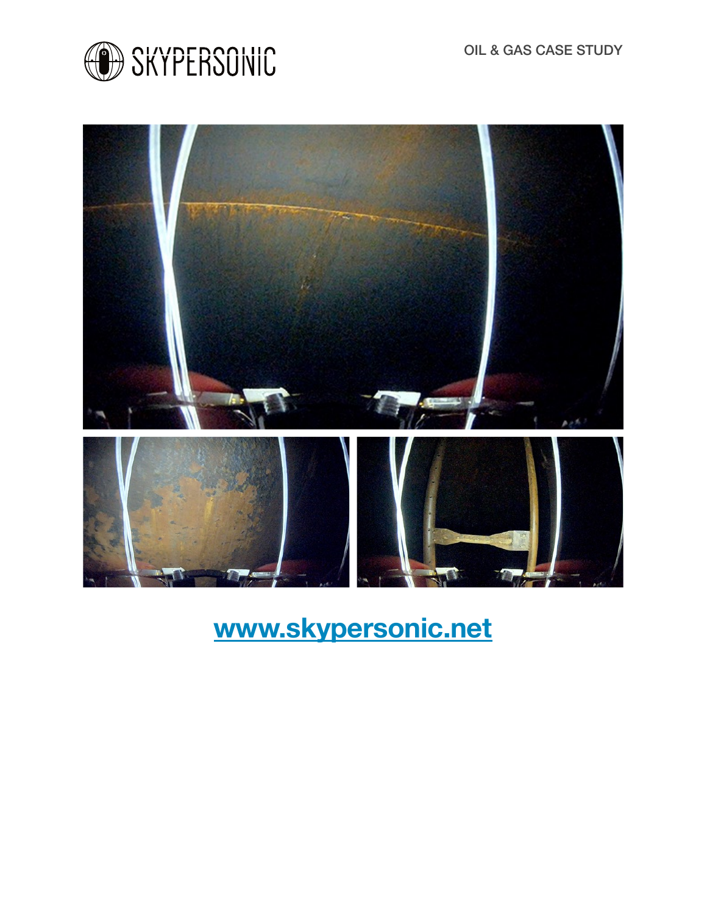www.skypersonic.net